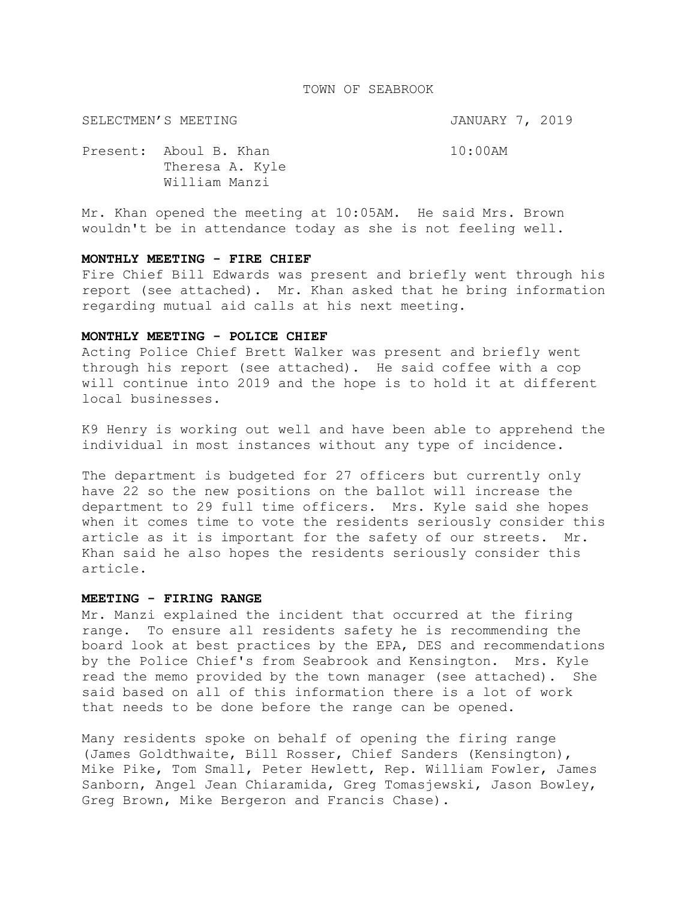TOWN OF SEABROOK

SELECTMEN'S MEETING JANUARY 7, 2019

Present: Aboul B. Khan 10:00AM
Theresa A. Kyle
William Manzi

Mr. Khan opened the meeting at 10:05AM. He said Mrs. Brown wouldn't be in attendance today as she is not feeling well.

**MONTHLY MEETING - FIRE CHIEF**

Fire Chief Bill Edwards was present and briefly went through his report (see attached). Mr. Khan asked that he bring information regarding mutual aid calls at his next meeting.

**MONTHLY MEETING - POLICE CHIEF**

Acting Police Chief Brett Walker was present and briefly went through his report (see attached). He said coffee with a cop will continue into 2019 and the hope is to hold it at different local businesses.

K9 Henry is working out well and have been able to apprehend the individual in most instances without any type of incidence.

The department is budgeted for 27 officers but currently only have 22 so the new positions on the ballot will increase the department to 29 full time officers. Mrs. Kyle said she hopes when it comes time to vote the residents seriously consider this article as it is important for the safety of our streets. Mr. Khan said he also hopes the residents seriously consider this article.

**MEETING - FIRING RANGE**

Mr. Manzi explained the incident that occurred at the firing range. To ensure all residents safety he is recommending the board look at best practices by the EPA, DES and recommendations by the Police Chief's from Seabrook and Kensington. Mrs. Kyle read the memo provided by the town manager (see attached). She said based on all of this information there is a lot of work that needs to be done before the range can be opened.

Many residents spoke on behalf of opening the firing range (James Goldthwaite, Bill Rosser, Chief Sanders (Kensington), Mike Pike, Tom Small, Peter Hewlett, Rep. William Fowler, James Sanborn, Angel Jean Chiaramida, Greg Tomasjewski, Jason Bowley, Greg Brown, Mike Bergeron and Francis Chase).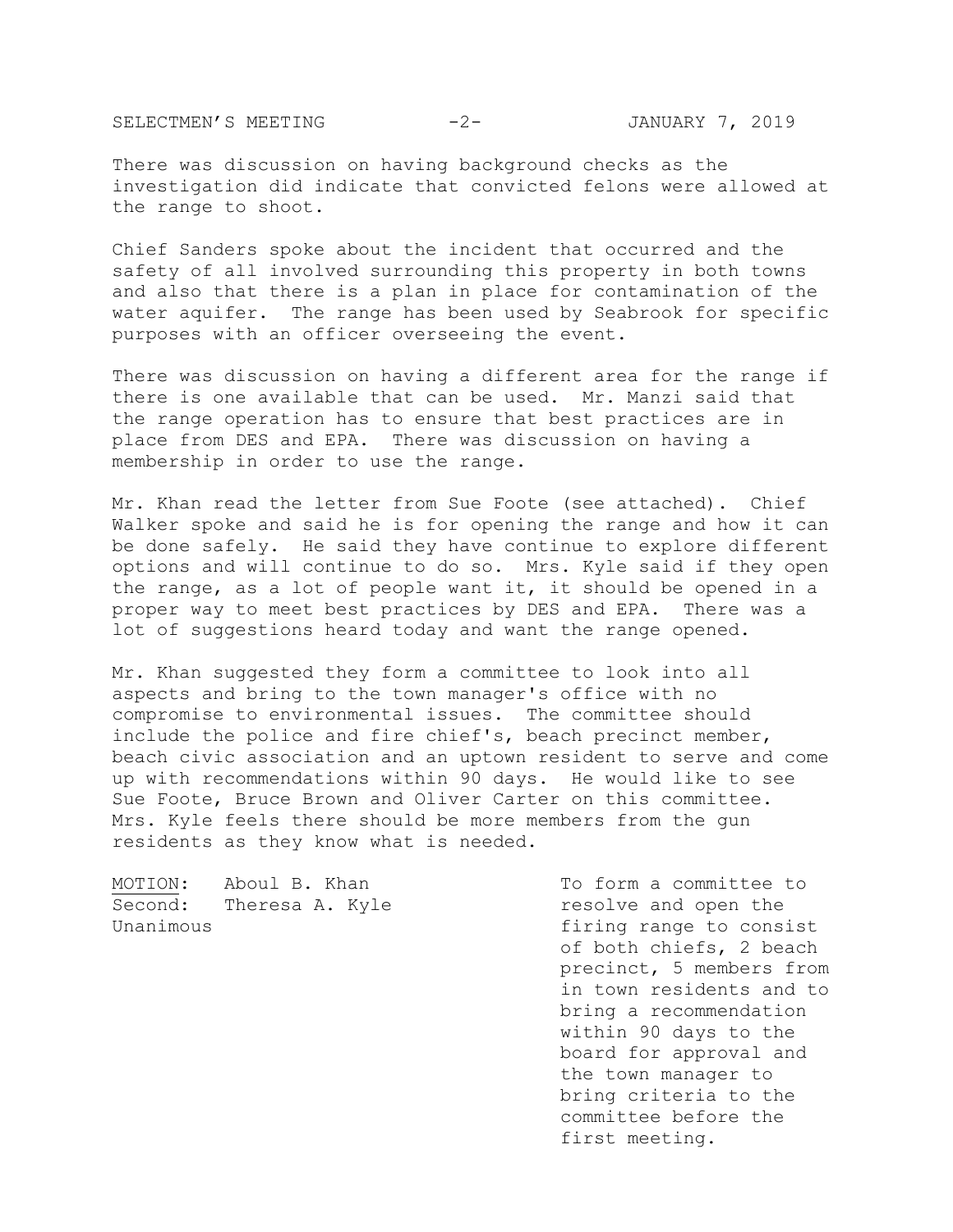There was discussion on having background checks as the investigation did indicate that convicted felons were allowed at the range to shoot.

Chief Sanders spoke about the incident that occurred and the safety of all involved surrounding this property in both towns and also that there is a plan in place for contamination of the water aquifer. The range has been used by Seabrook for specific purposes with an officer overseeing the event.

There was discussion on having a different area for the range if there is one available that can be used. Mr. Manzi said that the range operation has to ensure that best practices are in place from DES and EPA. There was discussion on having a membership in order to use the range.

Mr. Khan read the letter from Sue Foote (see attached). Chief Walker spoke and said he is for opening the range and how it can be done safely. He said they have continue to explore different options and will continue to do so. Mrs. Kyle said if they open the range, as a lot of people want it, it should be opened in a proper way to meet best practices by DES and EPA. There was a lot of suggestions heard today and want the range opened.

Mr. Khan suggested they form a committee to look into all aspects and bring to the town manager's office with no compromise to environmental issues. The committee should include the police and fire chief's, beach precinct member, beach civic association and an uptown resident to serve and come up with recommendations within 90 days. He would like to see Sue Foote, Bruce Brown and Oliver Carter on this committee. Mrs. Kyle feels there should be more members from the gun residents as they know what is needed.

<u>MOTION</u>: Aboul B. Khan
Second: Theresa A. Kyle
Unanimous

To form a committee to resolve and open the firing range to consist of both chiefs, 2 beach precinct, 5 members from in town residents and to bring a recommendation within 90 days to the board for approval and the town manager to bring criteria to the committee before the first meeting.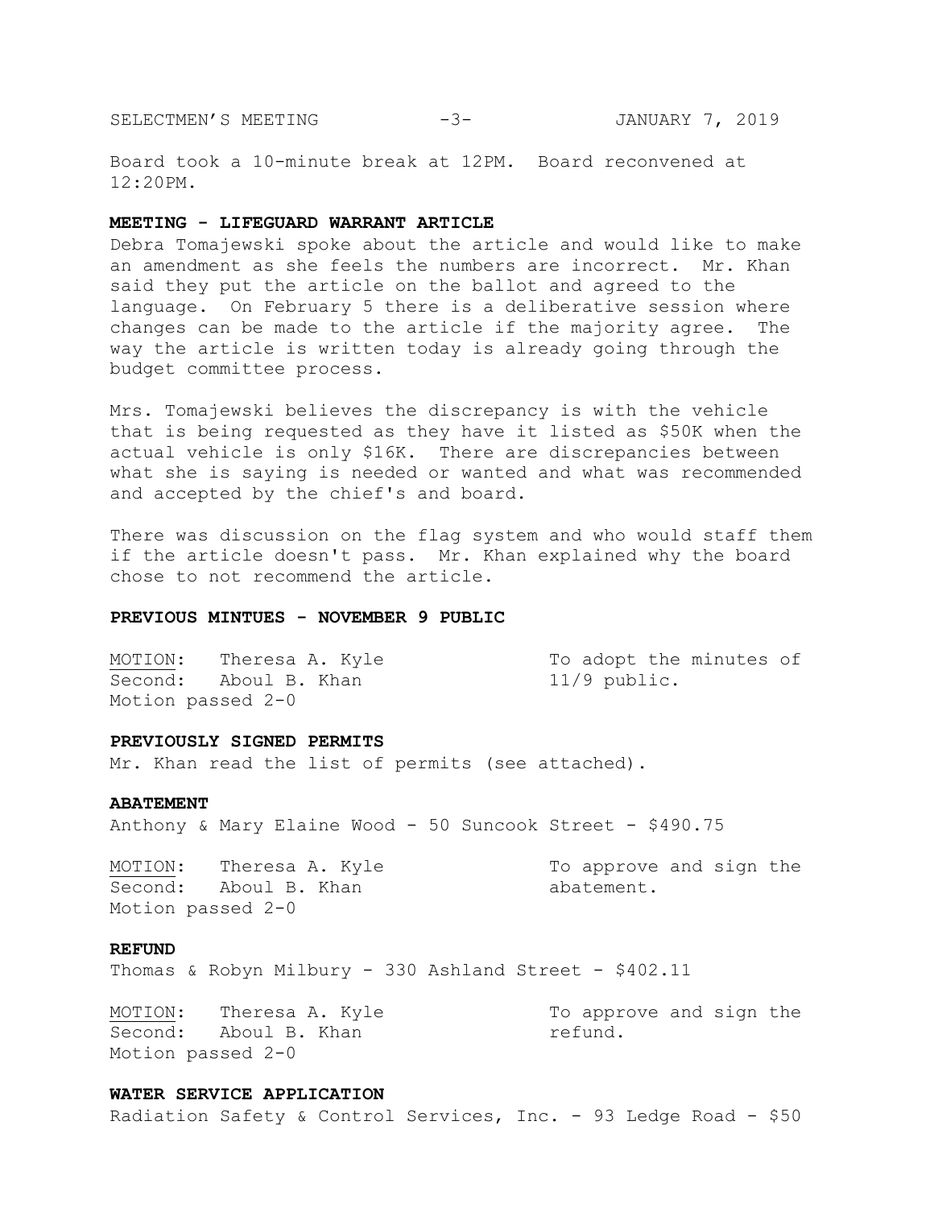Board took a 10-minute break at 12PM. Board reconvened at 12:20PM.

**MEETING - LIFEGUARD WARRANT ARTICLE**

Debra Tomajewski spoke about the article and would like to make an amendment as she feels the numbers are incorrect. Mr. Khan said they put the article on the ballot and agreed to the language. On February 5 there is a deliberative session where changes can be made to the article if the majority agree. The way the article is written today is already going through the budget committee process.

Mrs. Tomajewski believes the discrepancy is with the vehicle that is being requested as they have it listed as $50K when the actual vehicle is only $16K. There are discrepancies between what she is saying is needed or wanted and what was recommended and accepted by the chief's and board.

There was discussion on the flag system and who would staff them if the article doesn't pass. Mr. Khan explained why the board chose to not recommend the article.

**PREVIOUS MINTUES - NOVEMBER 9 PUBLIC**

MOTION: Theresa A. Kyle — To adopt the minutes of 11/9 public.
Second: Aboul B. Khan
Motion passed 2-0

**PREVIOUSLY SIGNED PERMITS**

Mr. Khan read the list of permits (see attached).

**ABATEMENT**

Anthony & Mary Elaine Wood - 50 Suncook Street - $490.75

MOTION: Theresa A. Kyle — To approve and sign the abatement.
Second: Aboul B. Khan
Motion passed 2-0

**REFUND**

Thomas & Robyn Milbury - 330 Ashland Street - $402.11

MOTION: Theresa A. Kyle — To approve and sign the refund.
Second: Aboul B. Khan
Motion passed 2-0

**WATER SERVICE APPLICATION**

Radiation Safety & Control Services, Inc. - 93 Ledge Road - $50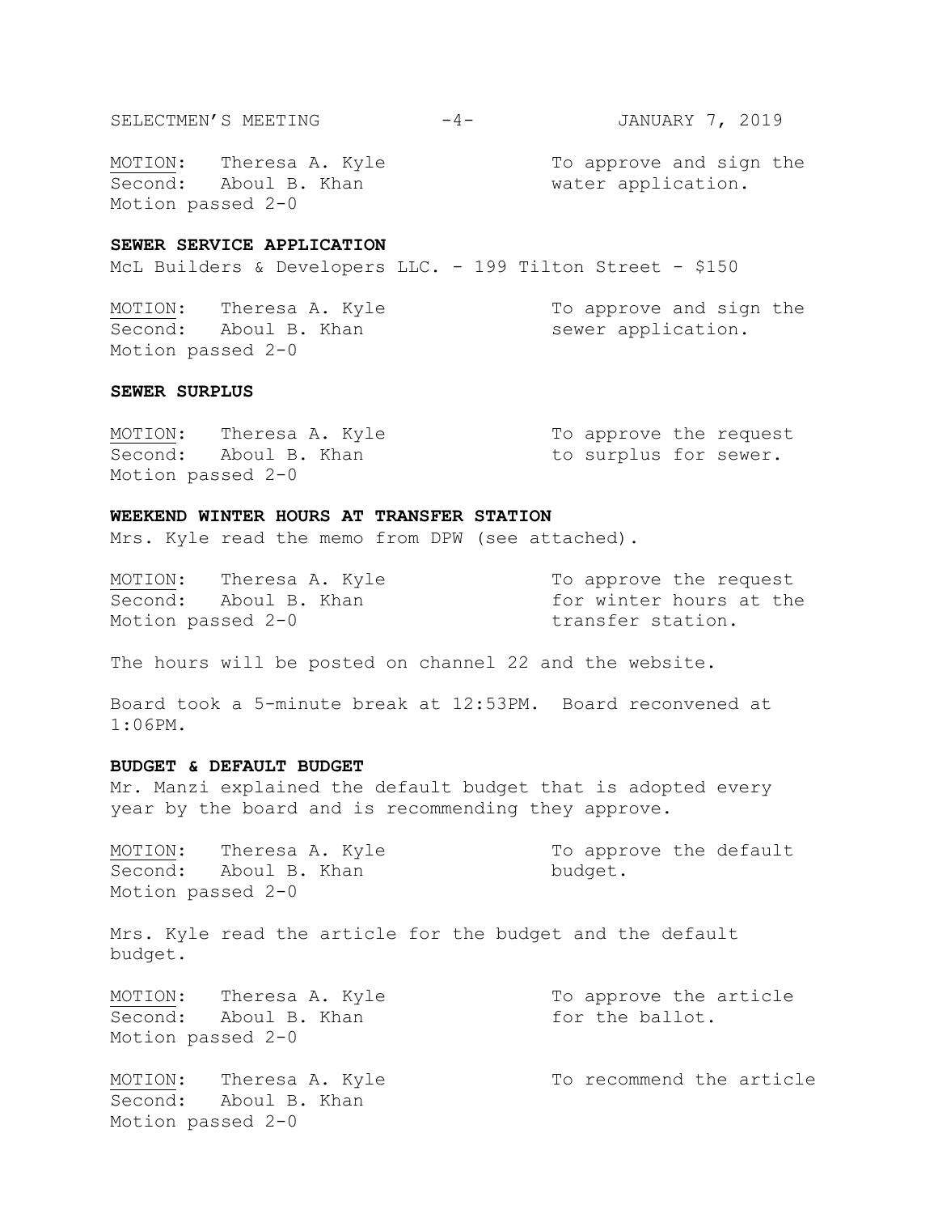MOTION: Theresa A. Kyle
Second: Aboul B. Khan
Motion passed 2-0

To approve and sign the water application.

**SEWER SERVICE APPLICATION**

McL Builders & Developers LLC. - 199 Tilton Street - $150

MOTION: Theresa A. Kyle
Second: Aboul B. Khan
Motion passed 2-0

To approve and sign the sewer application.

**SEWER SURPLUS**

MOTION: Theresa A. Kyle
Second: Aboul B. Khan
Motion passed 2-0

To approve the request to surplus for sewer.

**WEEKEND WINTER HOURS AT TRANSFER STATION**

Mrs. Kyle read the memo from DPW (see attached).

MOTION: Theresa A. Kyle
Second: Aboul B. Khan
Motion passed 2-0

To approve the request for winter hours at the transfer station.

The hours will be posted on channel 22 and the website.

Board took a 5-minute break at 12:53PM. Board reconvened at 1:06PM.

**BUDGET & DEFAULT BUDGET**

Mr. Manzi explained the default budget that is adopted every year by the board and is recommending they approve.

MOTION: Theresa A. Kyle
Second: Aboul B. Khan
Motion passed 2-0

To approve the default budget.

Mrs. Kyle read the article for the budget and the default budget.

MOTION: Theresa A. Kyle
Second: Aboul B. Khan
Motion passed 2-0

To approve the article for the ballot.

MOTION: Theresa A. Kyle
Second: Aboul B. Khan
Motion passed 2-0

To recommend the article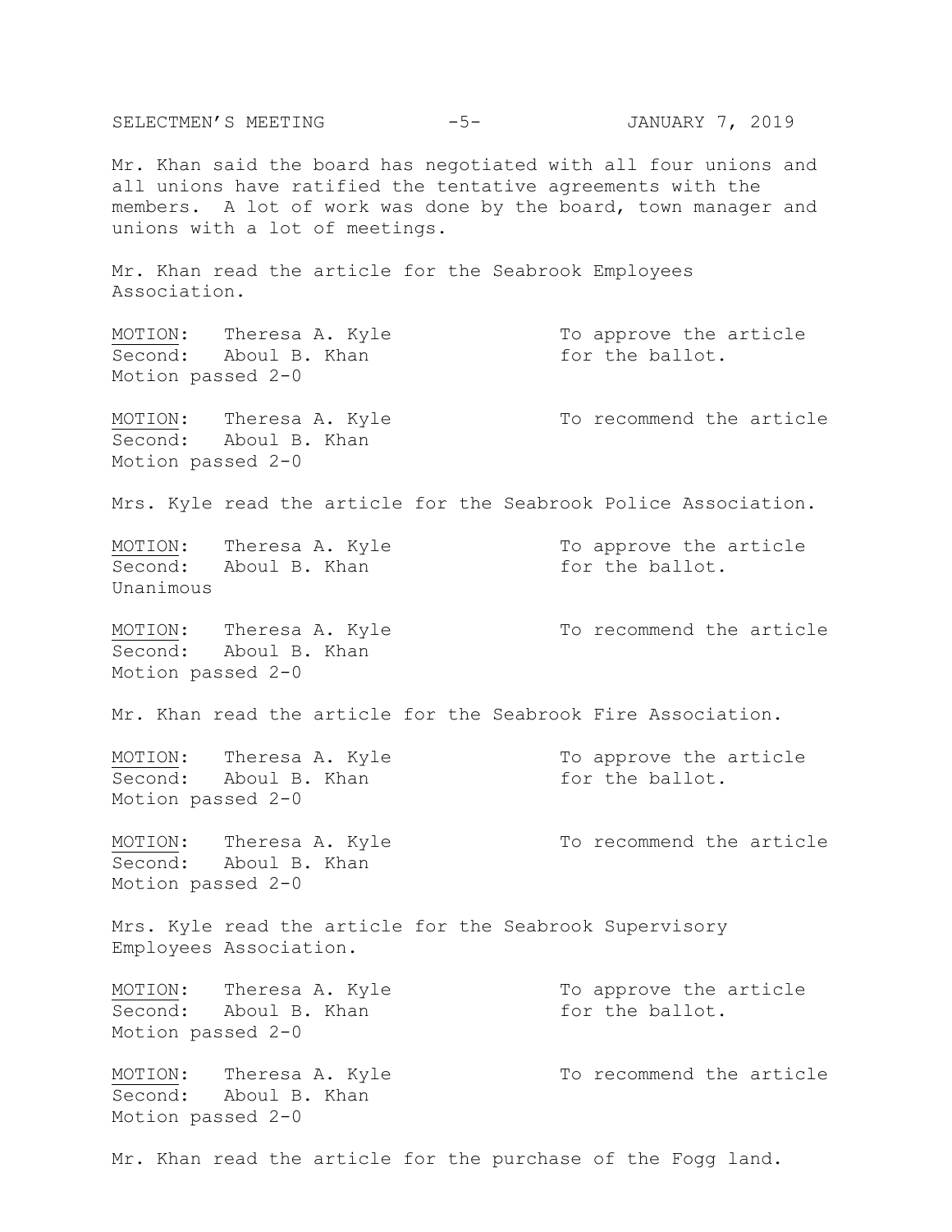Mr. Khan said the board has negotiated with all four unions and all unions have ratified the tentative agreements with the members. A lot of work was done by the board, town manager and unions with a lot of meetings.

Mr. Khan read the article for the Seabrook Employees Association.

MOTION: Theresa A. Kyle — To approve the article for the ballot.
Second: Aboul B. Khan
Motion passed 2-0

MOTION: Theresa A. Kyle — To recommend the article
Second: Aboul B. Khan
Motion passed 2-0

Mrs. Kyle read the article for the Seabrook Police Association.

MOTION: Theresa A. Kyle — To approve the article for the ballot.
Second: Aboul B. Khan
Unanimous

MOTION: Theresa A. Kyle — To recommend the article
Second: Aboul B. Khan
Motion passed 2-0

Mr. Khan read the article for the Seabrook Fire Association.

MOTION: Theresa A. Kyle — To approve the article for the ballot.
Second: Aboul B. Khan
Motion passed 2-0

MOTION: Theresa A. Kyle — To recommend the article
Second: Aboul B. Khan
Motion passed 2-0

Mrs. Kyle read the article for the Seabrook Supervisory Employees Association.

MOTION: Theresa A. Kyle — To approve the article for the ballot.
Second: Aboul B. Khan
Motion passed 2-0

MOTION: Theresa A. Kyle — To recommend the article
Second: Aboul B. Khan
Motion passed 2-0

Mr. Khan read the article for the purchase of the Fogg land.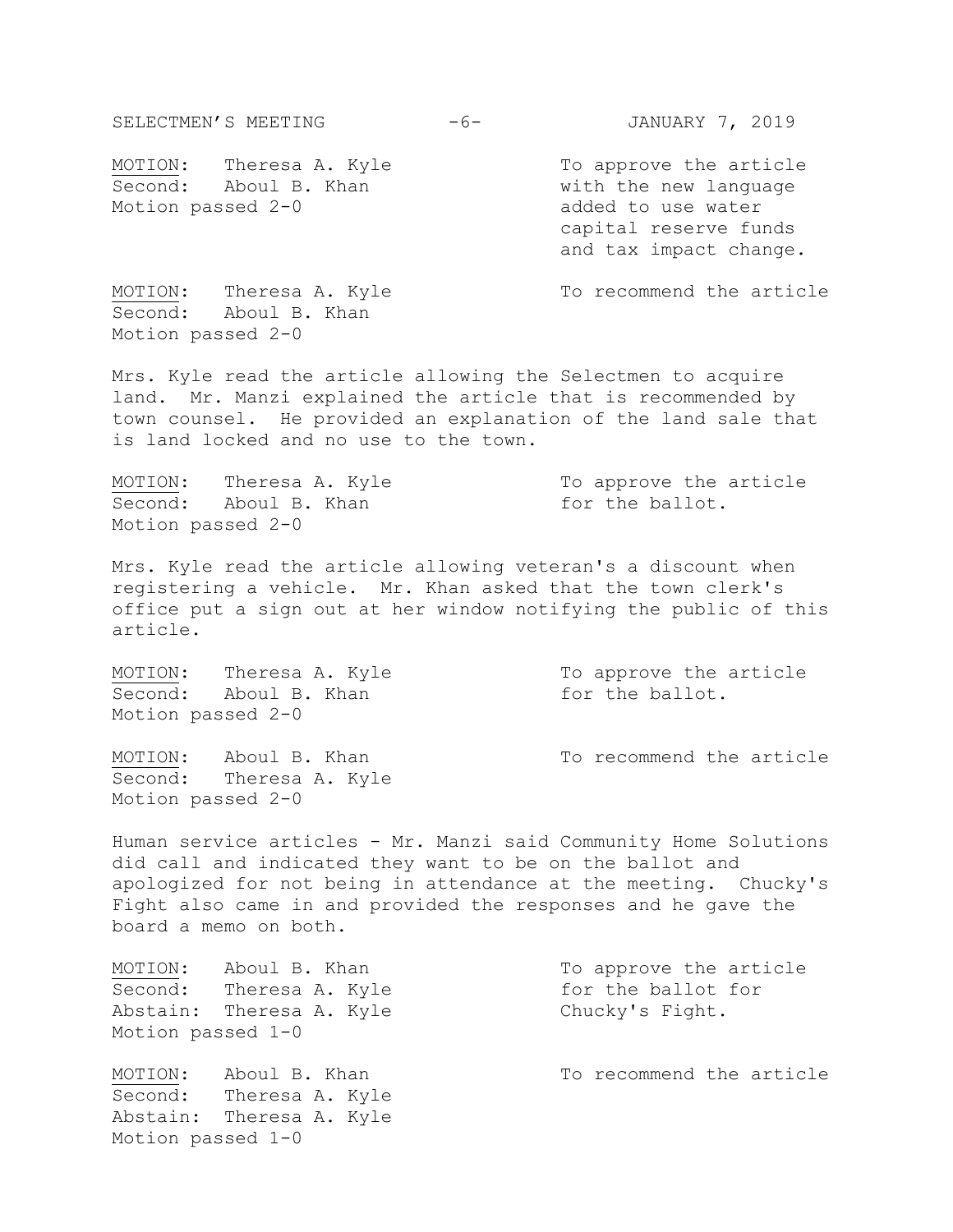| | |
|---|---|
| <u>MOTION</u>: Theresa A. Kyle<br>Second: Aboul B. Khan<br>Motion passed 2-0 | To approve the article with the new language added to use water capital reserve funds and tax impact change. |

| | |
|---|---|
| <u>MOTION</u>: Theresa A. Kyle<br>Second: Aboul B. Khan<br>Motion passed 2-0 | To recommend the article |

Mrs. Kyle read the article allowing the Selectmen to acquire land. Mr. Manzi explained the article that is recommended by town counsel. He provided an explanation of the land sale that is land locked and no use to the town.

| | |
|---|---|
| <u>MOTION</u>: Theresa A. Kyle<br>Second: Aboul B. Khan<br>Motion passed 2-0 | To approve the article for the ballot. |

Mrs. Kyle read the article allowing veteran's a discount when registering a vehicle. Mr. Khan asked that the town clerk's office put a sign out at her window notifying the public of this article.

| | |
|---|---|
| <u>MOTION</u>: Theresa A. Kyle<br>Second: Aboul B. Khan<br>Motion passed 2-0 | To approve the article for the ballot. |

| | |
|---|---|
| <u>MOTION</u>: Aboul B. Khan<br>Second: Theresa A. Kyle<br>Motion passed 2-0 | To recommend the article |

Human service articles - Mr. Manzi said Community Home Solutions did call and indicated they want to be on the ballot and apologized for not being in attendance at the meeting. Chucky's Fight also came in and provided the responses and he gave the board a memo on both.

| | |
|---|---|
| <u>MOTION</u>: Aboul B. Khan<br>Second: Theresa A. Kyle<br>Abstain: Theresa A. Kyle<br>Motion passed 1-0 | To approve the article for the ballot for Chucky's Fight. |

| | |
|---|---|
| <u>MOTION</u>: Aboul B. Khan<br>Second: Theresa A. Kyle<br>Abstain: Theresa A. Kyle<br>Motion passed 1-0 | To recommend the article |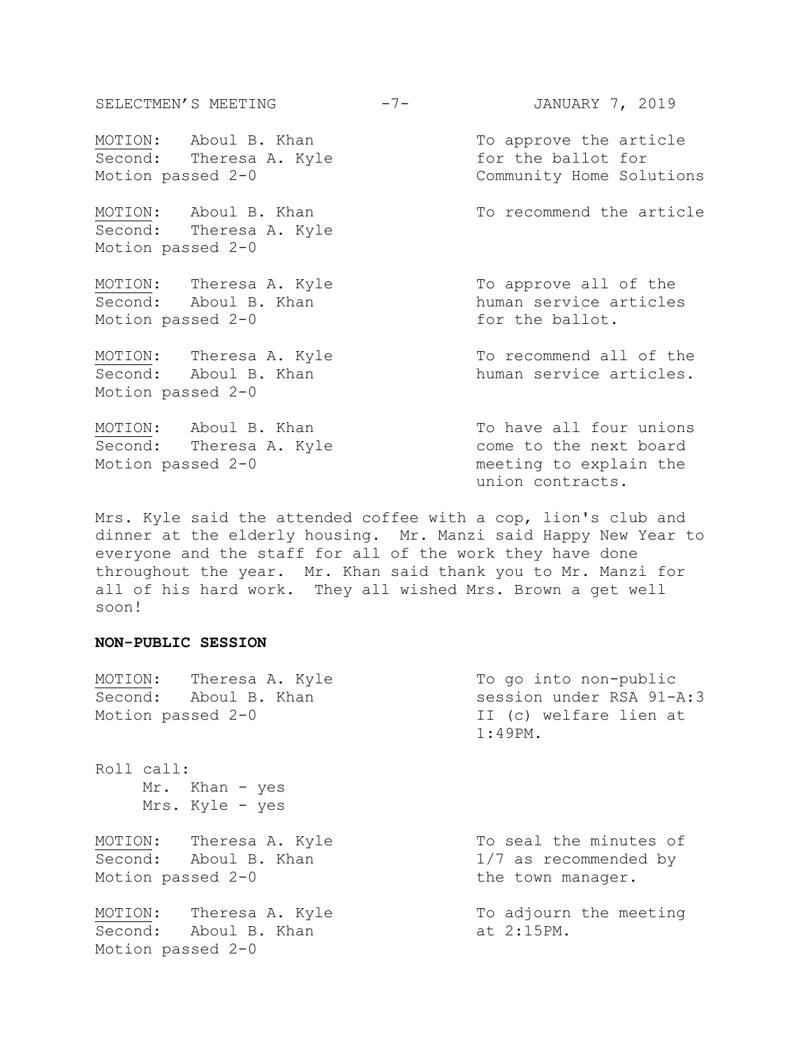MOTION: Aboul B. Khan — To approve the article for the ballot for Community Home Solutions
Second: Theresa A. Kyle
Motion passed 2-0

MOTION: Aboul B. Khan — To recommend the article
Second: Theresa A. Kyle
Motion passed 2-0

MOTION: Theresa A. Kyle — To approve all of the human service articles for the ballot.
Second: Aboul B. Khan
Motion passed 2-0

MOTION: Theresa A. Kyle — To recommend all of the human service articles.
Second: Aboul B. Khan
Motion passed 2-0

MOTION: Aboul B. Khan — To have all four unions come to the next board meeting to explain the union contracts.
Second: Theresa A. Kyle
Motion passed 2-0

Mrs. Kyle said the attended coffee with a cop, lion's club and dinner at the elderly housing. Mr. Manzi said Happy New Year to everyone and the staff for all of the work they have done throughout the year. Mr. Khan said thank you to Mr. Manzi for all of his hard work. They all wished Mrs. Brown a get well soon!

**NON-PUBLIC SESSION**

MOTION: Theresa A. Kyle — To go into non-public session under RSA 91-A:3 II (c) welfare lien at 1:49PM.
Second: Aboul B. Khan
Motion passed 2-0

Roll call:
- Mr. Khan - yes
- Mrs. Kyle - yes

MOTION: Theresa A. Kyle — To seal the minutes of 1/7 as recommended by the town manager.
Second: Aboul B. Khan
Motion passed 2-0

MOTION: Theresa A. Kyle — To adjourn the meeting at 2:15PM.
Second: Aboul B. Khan
Motion passed 2-0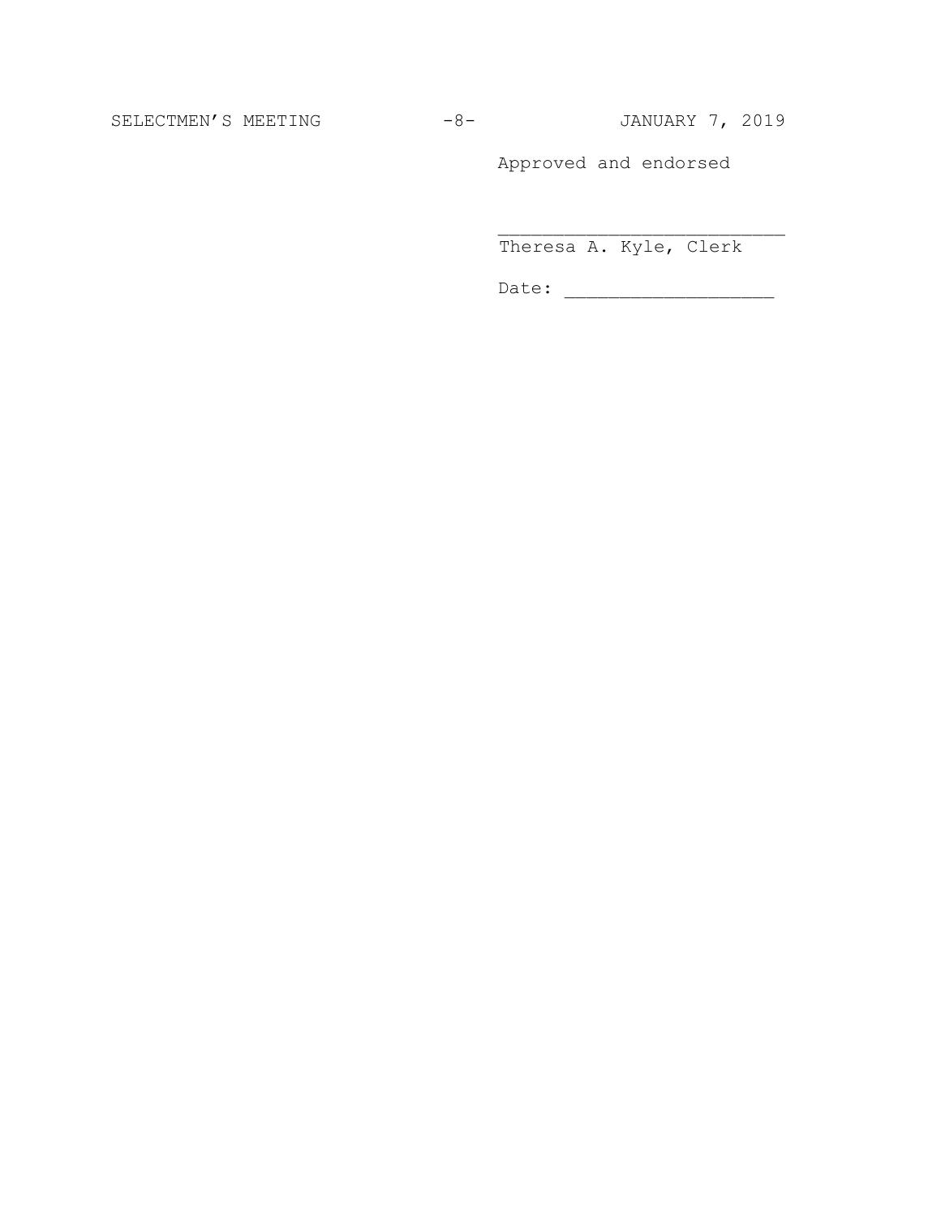Approved and endorsed

___________________________
Theresa A. Kyle, Clerk

Date: ___________________